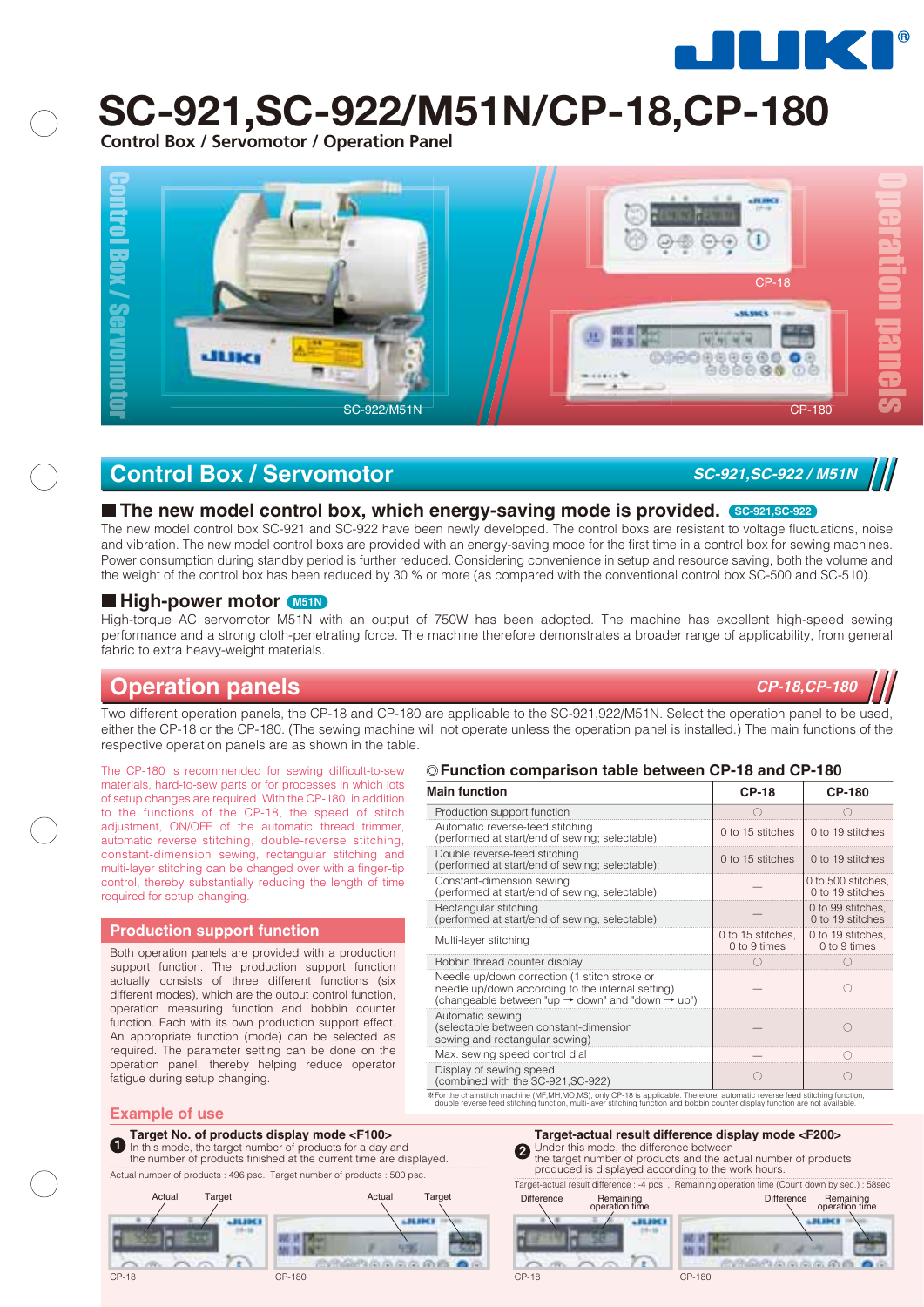# SC-921,SC-922/M51N/CP-18,CP-180

Control Box / Servomotor / Operation Panel

## Control Box / Servomotor

*SC-921,SC-922 / M51N*

### The new model control box, which energy-saving mode is provided. SC-921,SC-922

The new model control box SC-921 and SC-922 have been newly developed. The control boxs are resistant to voltage fluctuations, noise and vibration. The new model control boxs are provided with an energy-saving mode for the first time in a control box for sewing machines. Power consumption during standby period is further reduced. Considering convenience in setup and resource saving, both the volume and the weight of the control box has been reduced by 30 % or more (as compared with the conventional control box SC-500 and SC-510).

### High-power motor M51N

High-torque AC servomotor M51N with an output of 750W has been adopted. The machine has excellent high-speed sewing performance and a strong cloth-penetrating force. The machine therefore demonstrates a broader range of applicability, from general fabric to extra heavy-weight materials.

## Operation panels

*CP-18,CP-180*

Two different operation panels, the CP-18 and CP-180 are applicable to the SC-921,922/M51N. Select the operation panel to be used, either the CP-18 or the CP-180. (The sewing machine will not operate unless the operation panel is installed.) The main functions of the respective operation panels are as shown in the table.

The CP-180 is recommended for sewing difficult-to-sew materials, hard-to-sew parts or for processes in which lots of setup changes are required. With the CP-180, in addition to the functions of the CP-18, the speed of stitch adjustment, ON/OFF of the automatic thread trimmer, automatic reverse stitching, double-reverse stitching, constant-dimension sewing, rectangular stitching and multi-layer stitching can be changed over with a finger-tip control, thereby substantially reducing the length of time required for setup changing.

### Production support function

Both operation panels are provided with a production support function. The production support function actually consists of three different functions (six different modes), which are the output control function, operation measuring function and bobbin counter function. Each with its own production support effect. An appropriate function (mode) can be selected as required. The parameter setting can be done on the operation panel, thereby helping reduce operator fatigue during setup changing.

### ◎Function comparison table between CP-18 and CP-180

| Main function | CP-18 | CP-180 |
|---|---|---|
| Production support function | ○ | ○ |
| Automatic reverse-feed stitching (performed at start/end of sewing; selectable) | 0 to 15 stitches | 0 to 19 stitches |
| Double reverse-feed stitching (performed at start/end of sewing; selectable): | 0 to 15 stitches | 0 to 19 stitches |
| Constant-dimension sewing (performed at start/end of sewing; selectable) | — | 0 to 500 stitches, 0 to 19 stitches |
| Rectangular stitching (performed at start/end of sewing; selectable) | — | 0 to 99 stitches, 0 to 19 stitches |
| Multi-layer stitching | 0 to 15 stitches, 0 to 9 times | 0 to 19 stitches, 0 to 9 times |
| Bobbin thread counter display | ○ | ○ |
| Needle up/down correction (1 stitch stroke or needle up/down according to the internal setting) (changeable between "up → down" and "down → up") | — | ○ |
| Automatic sewing (selectable between constant-dimension sewing and rectangular sewing) | — | ○ |
| Max. sewing speed control dial | — | ○ |
| Display of sewing speed (combined with the SC-921,SC-922) | ○ | ○ |

※For the chainstitch machine (MF,MH,MO,MS), only CP-18 is applicable. Therefore, automatic reverse feed stitching function, double reverse feed stitching function, multi-layer stitching function and bobbin counter display function are not available.

### Example of use

**❶ Target No. of products display mode <F100>**
In this mode, the target number of products for a day and the number of products finished at the current time are displayed.

Actual number of products : 496 psc. Target number of products : 500 psc.

Actual / Target — CP-18; Actual / Target — CP-180

**❷ Target-actual result difference display mode <F200>**
Under this mode, the difference between the target number of products and the actual number of products produced is displayed according to the work hours.

Target-actual result difference : -4 pcs , Remaining operation time (Count down by sec.) : 58sec

Difference / Remaining operation time — CP-18; Difference / Remaining operation time — CP-180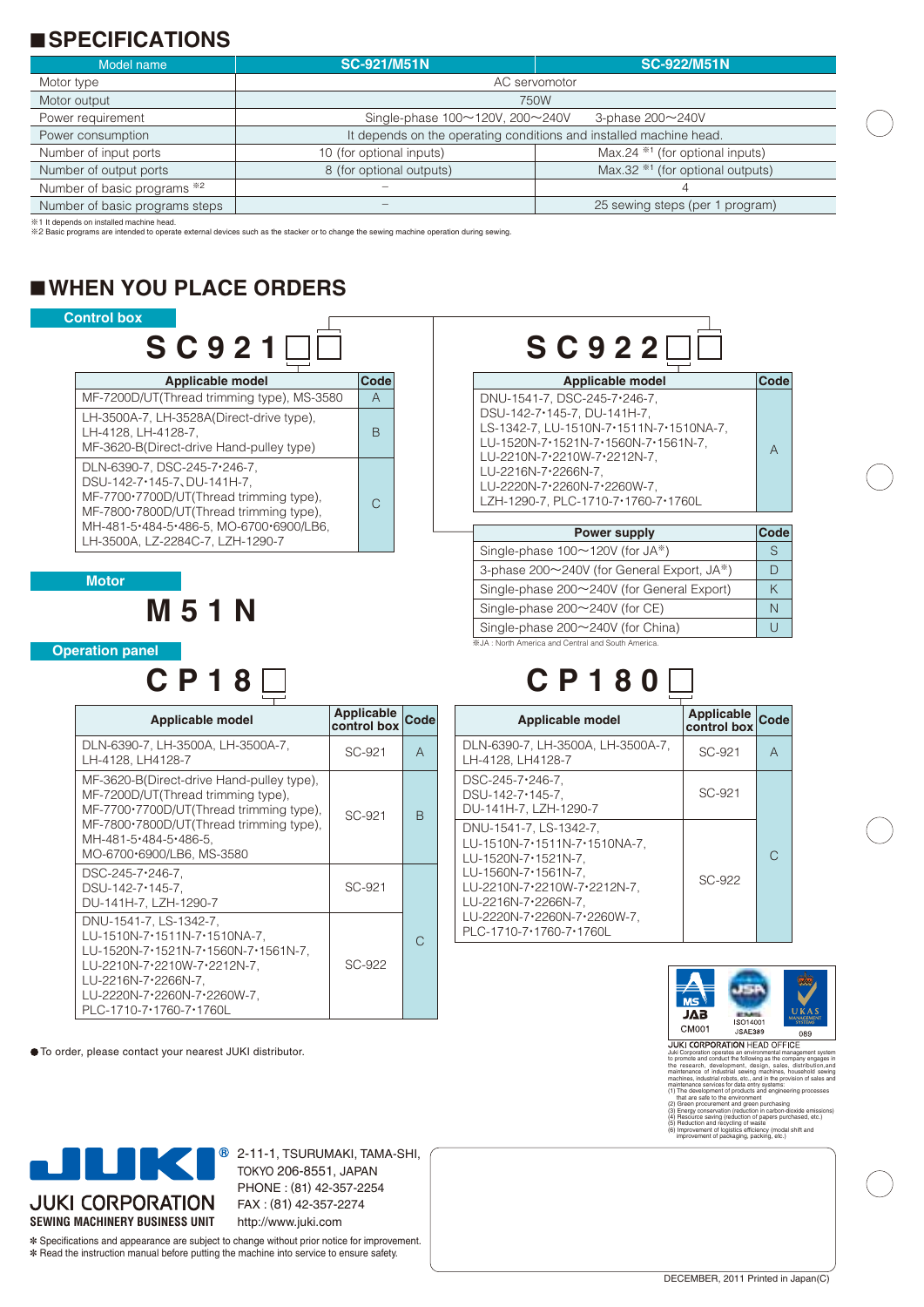## ■SPECIFICATIONS

| Model name | SC-921/M51N | SC-922/M51N |
|---|---|---|
| Motor type | AC servomotor | |
| Motor output | 750W | |
| Power requirement | Single-phase 100〜120V, 200〜240V　　3-phase 200〜240V | |
| Power consumption | It depends on the operating conditions and installed machine head. | |
| Number of input ports | 10 (for optional inputs) | Max.24 ※1 (for optional inputs) |
| Number of output ports | 8 (for optional outputs) | Max.32 ※1 (for optional outputs) |
| Number of basic programs ※2 | – | 4 |
| Number of basic programs steps | – | 25 sewing steps (per 1 program) |

※1 It depends on installed machine head.
※2 Basic programs are intended to operate external devices such as the stacker or to change the sewing machine operation during sewing.

## ■WHEN YOU PLACE ORDERS

### Control box

**SC921□□**

| Applicable model | Code |
|---|---|
| MF-7200D/UT(Thread trimming type), MS-3580 | A |
| LH-3500A-7, LH-3528A(Direct-drive type), LH-4128, LH-4128-7, MF-3620-B(Direct-drive Hand-pulley type) | B |
| DLN-6390-7, DSC-245-7•246-7, DSU-142-7•145-7、DU-141H-7, MF-7700•7700D/UT(Thread trimming type), MF-7800•7800D/UT(Thread trimming type), MH-481-5•484-5•486-5, MO-6700•6900/LB6, LH-3500A, LZ-2284C-7, LZH-1290-7 | C |

**SC922□□**

| Applicable model | Code |
|---|---|
| DNU-1541-7, DSC-245-7•246-7, DSU-142-7•145-7, DU-141H-7, LS-1342-7, LU-1510N-7•1511N-7•1510NA-7, LU-1520N-7•1521N-7•1560N-7•1561N-7, LU-2210N-7•2210W-7•2212N-7, LU-2216N-7•2266N-7, LU-2220N-7•2260N-7•2260W-7, LZH-1290-7, PLC-1710-7•1760-7•1760L | A |

| Power supply | Code |
|---|---|
| Single-phase 100〜120V (for JA※) | S |
| 3-phase 200〜240V (for General Export, JA※) | D |
| Single-phase 200〜240V (for General Export) | K |
| Single-phase 200〜240V (for CE) | N |
| Single-phase 200〜240V (for China) | U |

※JA : North America and Central and South America.

### Motor

**M51N**

### Operation panel

**CP18□**

| Applicable model | Applicable control box | Code |
|---|---|---|
| DLN-6390-7, LH-3500A, LH-3500A-7, LH-4128, LH4128-7 | SC-921 | A |
| MF-3620-B(Direct-drive Hand-pulley type), MF-7200D/UT(Thread trimming type), MF-7700•7700D/UT(Thread trimming type), MF-7800•7800D/UT(Thread trimming type), MH-481-5•484-5•486-5, MO-6700•6900/LB6, MS-3580 | SC-921 | B |
| DSC-245-7•246-7, DSU-142-7•145-7, DU-141H-7, LZH-1290-7 | SC-921 | C |
| DNU-1541-7, LS-1342-7, LU-1510N-7•1511N-7•1510NA-7, LU-1520N-7•1521N-7•1560N-7•1561N-7, LU-2210N-7•2210W-7•2212N-7, LU-2216N-7•2266N-7, LU-2220N-7•2260N-7•2260W-7, PLC-1710-7•1760-7•1760L | SC-922 | C |

**CP180□**

| Applicable model | Applicable control box | Code |
|---|---|---|
| DLN-6390-7, LH-3500A, LH-3500A-7, LH-4128, LH4128-7 | SC-921 | A |
| DSC-245-7•246-7, DSU-142-7•145-7, DU-141H-7, LZH-1290-7 | SC-921 | C |
| DNU-1541-7, LS-1342-7, LU-1510N-7•1511N-7•1510NA-7, LU-1520N-7•1521N-7, LU-1560N-7•1561N-7, LU-2210N-7•2210W-7•2212N-7, LU-2216N-7•2266N-7, LU-2220N-7•2260N-7•2260W-7, PLC-1710-7•1760-7•1760L | SC-922 | C |

● To order, please contact your nearest JUKI distributor.

JAB CM001　ISO14001 JSAE389　UKAS MANAGEMENT SYSTEMS 089

JUKI CORPORATION HEAD OFFICE
Juki Corporation operates an environmental management system to promote and conduct the following as the company engages in the research, development, design, sales, distribution,and maintenance of industrial sewing machines, household sewing machines, industrial robots, etc., and in the provision of sales and maintenance services for data entry systems:
(1) The development of products and engineering processes that are safe to the environment
(2) Green procurement and green purchasing
(3) Energy conservation (reduction in carbon-dioxide emissions)
(4) Resource saving (reduction of papers purchased, etc.)
(5) Reduction and recycling of waste
(6) Improvement of logistics efficiency (modal shift and improvement of packaging, packing, etc.)

JUKI CORPORATION
SEWING MACHINERY BUSINESS UNIT

2-11-1, TSURUMAKI, TAMA-SHI,
TOKYO 206-8551, JAPAN
PHONE : (81) 42-357-2254
FAX : (81) 42-357-2274
http://www.juki.com

* Specifications and appearance are subject to change without prior notice for improvement.
* Read the instruction manual before putting the machine into service to ensure safety.

DECEMBER, 2011 Printed in Japan(C)